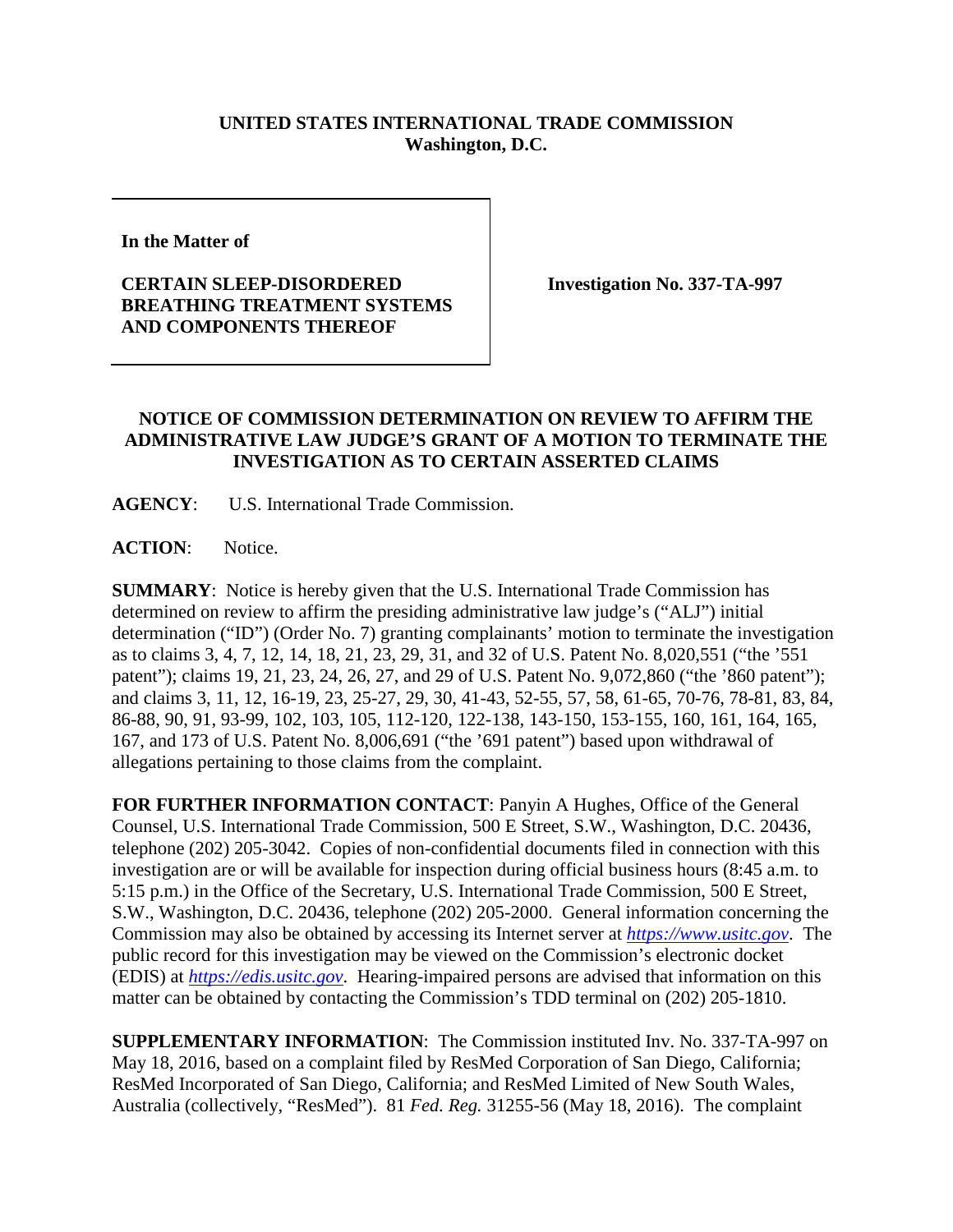**UNITED STATES INTERNATIONAL TRADE COMMISSION**
**Washington, D.C.**

| | |
|---|---|
| **In the Matter of**<br><br>**CERTAIN SLEEP-DISORDERED BREATHING TREATMENT SYSTEMS AND COMPONENTS THEREOF** | **Investigation No. 337-TA-997** |

**NOTICE OF COMMISSION DETERMINATION ON REVIEW TO AFFIRM THE ADMINISTRATIVE LAW JUDGE'S GRANT OF A MOTION TO TERMINATE THE INVESTIGATION AS TO CERTAIN ASSERTED CLAIMS**

**AGENCY**: U.S. International Trade Commission.

**ACTION**: Notice.

**SUMMARY**: Notice is hereby given that the U.S. International Trade Commission has determined on review to affirm the presiding administrative law judge's ("ALJ") initial determination ("ID") (Order No. 7) granting complainants' motion to terminate the investigation as to claims 3, 4, 7, 12, 14, 18, 21, 23, 29, 31, and 32 of U.S. Patent No. 8,020,551 ("the '551 patent"); claims 19, 21, 23, 24, 26, 27, and 29 of U.S. Patent No. 9,072,860 ("the '860 patent"); and claims 3, 11, 12, 16-19, 23, 25-27, 29, 30, 41-43, 52-55, 57, 58, 61-65, 70-76, 78-81, 83, 84, 86-88, 90, 91, 93-99, 102, 103, 105, 112-120, 122-138, 143-150, 153-155, 160, 161, 164, 165, 167, and 173 of U.S. Patent No. 8,006,691 ("the '691 patent") based upon withdrawal of allegations pertaining to those claims from the complaint.

**FOR FURTHER INFORMATION CONTACT**: Panyin A Hughes, Office of the General Counsel, U.S. International Trade Commission, 500 E Street, S.W., Washington, D.C. 20436, telephone (202) 205-3042. Copies of non-confidential documents filed in connection with this investigation are or will be available for inspection during official business hours (8:45 a.m. to 5:15 p.m.) in the Office of the Secretary, U.S. International Trade Commission, 500 E Street, S.W., Washington, D.C. 20436, telephone (202) 205-2000. General information concerning the Commission may also be obtained by accessing its Internet server at *https://www.usitc.gov*. The public record for this investigation may be viewed on the Commission's electronic docket (EDIS) at *https://edis.usitc.gov*. Hearing-impaired persons are advised that information on this matter can be obtained by contacting the Commission's TDD terminal on (202) 205-1810.

**SUPPLEMENTARY INFORMATION**: The Commission instituted Inv. No. 337-TA-997 on May 18, 2016, based on a complaint filed by ResMed Corporation of San Diego, California; ResMed Incorporated of San Diego, California; and ResMed Limited of New South Wales, Australia (collectively, "ResMed"). 81 *Fed. Reg.* 31255-56 (May 18, 2016). The complaint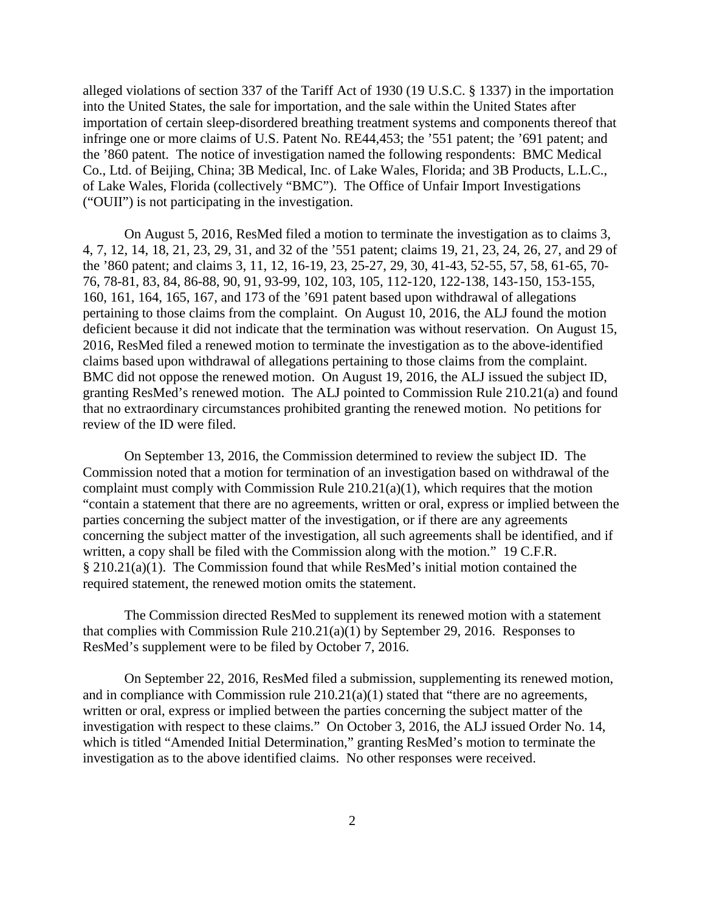alleged violations of section 337 of the Tariff Act of 1930 (19 U.S.C. § 1337) in the importation into the United States, the sale for importation, and the sale within the United States after importation of certain sleep-disordered breathing treatment systems and components thereof that infringe one or more claims of U.S. Patent No. RE44,453; the '551 patent; the '691 patent; and the '860 patent. The notice of investigation named the following respondents: BMC Medical Co., Ltd. of Beijing, China; 3B Medical, Inc. of Lake Wales, Florida; and 3B Products, L.L.C., of Lake Wales, Florida (collectively "BMC"). The Office of Unfair Import Investigations ("OUII") is not participating in the investigation.

On August 5, 2016, ResMed filed a motion to terminate the investigation as to claims 3, 4, 7, 12, 14, 18, 21, 23, 29, 31, and 32 of the '551 patent; claims 19, 21, 23, 24, 26, 27, and 29 of the '860 patent; and claims 3, 11, 12, 16-19, 23, 25-27, 29, 30, 41-43, 52-55, 57, 58, 61-65, 70-76, 78-81, 83, 84, 86-88, 90, 91, 93-99, 102, 103, 105, 112-120, 122-138, 143-150, 153-155, 160, 161, 164, 165, 167, and 173 of the '691 patent based upon withdrawal of allegations pertaining to those claims from the complaint. On August 10, 2016, the ALJ found the motion deficient because it did not indicate that the termination was without reservation. On August 15, 2016, ResMed filed a renewed motion to terminate the investigation as to the above-identified claims based upon withdrawal of allegations pertaining to those claims from the complaint. BMC did not oppose the renewed motion. On August 19, 2016, the ALJ issued the subject ID, granting ResMed's renewed motion. The ALJ pointed to Commission Rule 210.21(a) and found that no extraordinary circumstances prohibited granting the renewed motion. No petitions for review of the ID were filed.

On September 13, 2016, the Commission determined to review the subject ID. The Commission noted that a motion for termination of an investigation based on withdrawal of the complaint must comply with Commission Rule 210.21(a)(1), which requires that the motion "contain a statement that there are no agreements, written or oral, express or implied between the parties concerning the subject matter of the investigation, or if there are any agreements concerning the subject matter of the investigation, all such agreements shall be identified, and if written, a copy shall be filed with the Commission along with the motion." 19 C.F.R. § 210.21(a)(1). The Commission found that while ResMed's initial motion contained the required statement, the renewed motion omits the statement.

The Commission directed ResMed to supplement its renewed motion with a statement that complies with Commission Rule 210.21(a)(1) by September 29, 2016. Responses to ResMed's supplement were to be filed by October 7, 2016.

On September 22, 2016, ResMed filed a submission, supplementing its renewed motion, and in compliance with Commission rule 210.21(a)(1) stated that "there are no agreements, written or oral, express or implied between the parties concerning the subject matter of the investigation with respect to these claims." On October 3, 2016, the ALJ issued Order No. 14, which is titled "Amended Initial Determination," granting ResMed's motion to terminate the investigation as to the above identified claims. No other responses were received.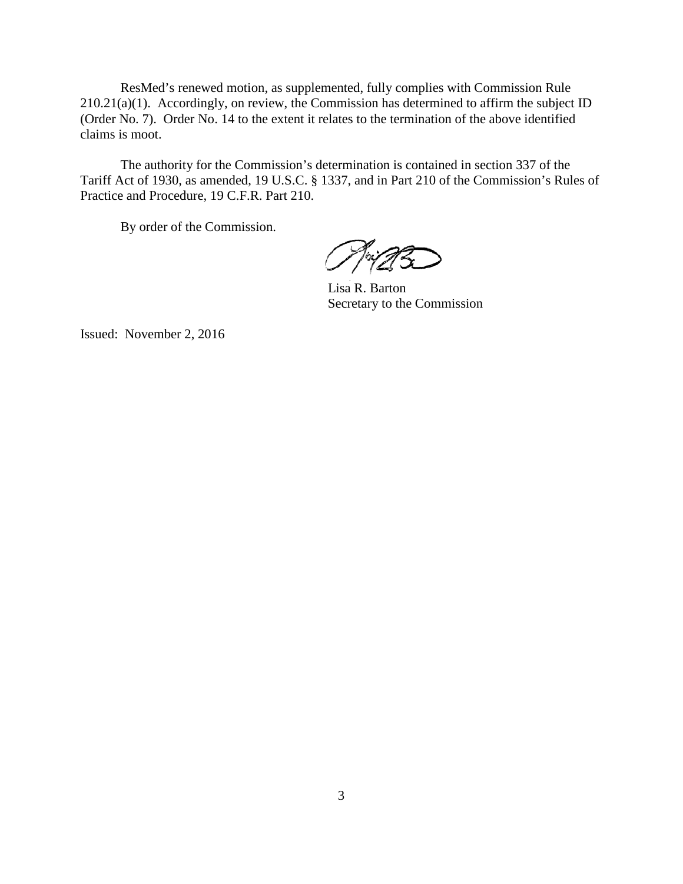ResMed's renewed motion, as supplemented, fully complies with Commission Rule 210.21(a)(1). Accordingly, on review, the Commission has determined to affirm the subject ID (Order No. 7). Order No. 14 to the extent it relates to the termination of the above identified claims is moot.

The authority for the Commission's determination is contained in section 337 of the Tariff Act of 1930, as amended, 19 U.S.C. § 1337, and in Part 210 of the Commission's Rules of Practice and Procedure, 19 C.F.R. Part 210.

By order of the Commission.

Lisa R. Barton
Secretary to the Commission

Issued: November 2, 2016